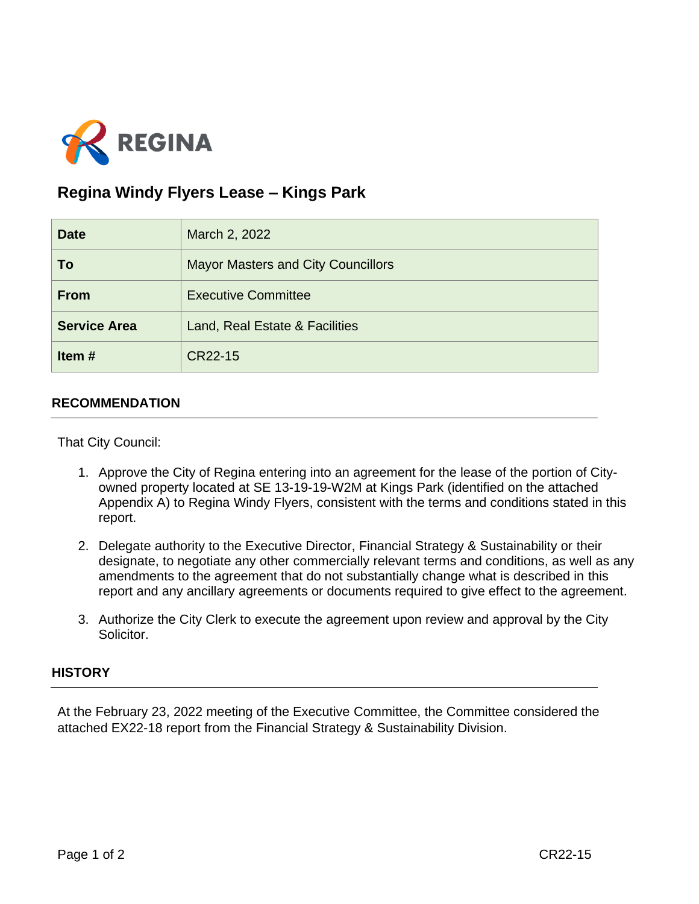REGINA

# Regina Windy Flyers Lease – Kings Park

| **Date** | March 2, 2022 |
|---|---|
| **To** | Mayor Masters and City Councillors |
| **From** | Executive Committee |
| **Service Area** | Land, Real Estate & Facilities |
| **Item #** | CR22-15 |

## RECOMMENDATION

That City Council:

1. Approve the City of Regina entering into an agreement for the lease of the portion of City-owned property located at SE 13-19-19-W2M at Kings Park (identified on the attached Appendix A) to Regina Windy Flyers, consistent with the terms and conditions stated in this report.

2. Delegate authority to the Executive Director, Financial Strategy & Sustainability or their designate, to negotiate any other commercially relevant terms and conditions, as well as any amendments to the agreement that do not substantially change what is described in this report and any ancillary agreements or documents required to give effect to the agreement.

3. Authorize the City Clerk to execute the agreement upon review and approval by the City Solicitor.

## HISTORY

At the February 23, 2022 meeting of the Executive Committee, the Committee considered the attached EX22-18 report from the Financial Strategy & Sustainability Division.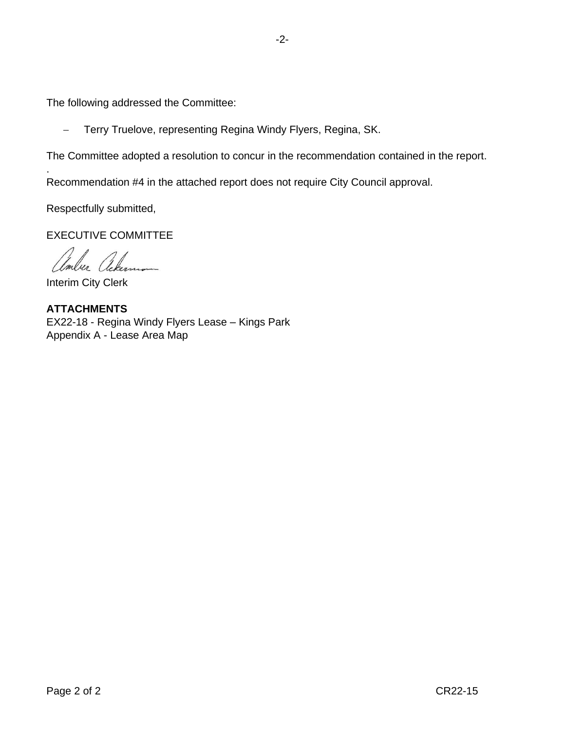The following addressed the Committee:

- Terry Truelove, representing Regina Windy Flyers, Regina, SK.

The Committee adopted a resolution to concur in the recommendation contained in the report.
.
Recommendation #4 in the attached report does not require City Council approval.

Respectfully submitted,

EXECUTIVE COMMITTEE

Interim City Clerk

**ATTACHMENTS**
EX22-18 - Regina Windy Flyers Lease – Kings Park
Appendix A - Lease Area Map